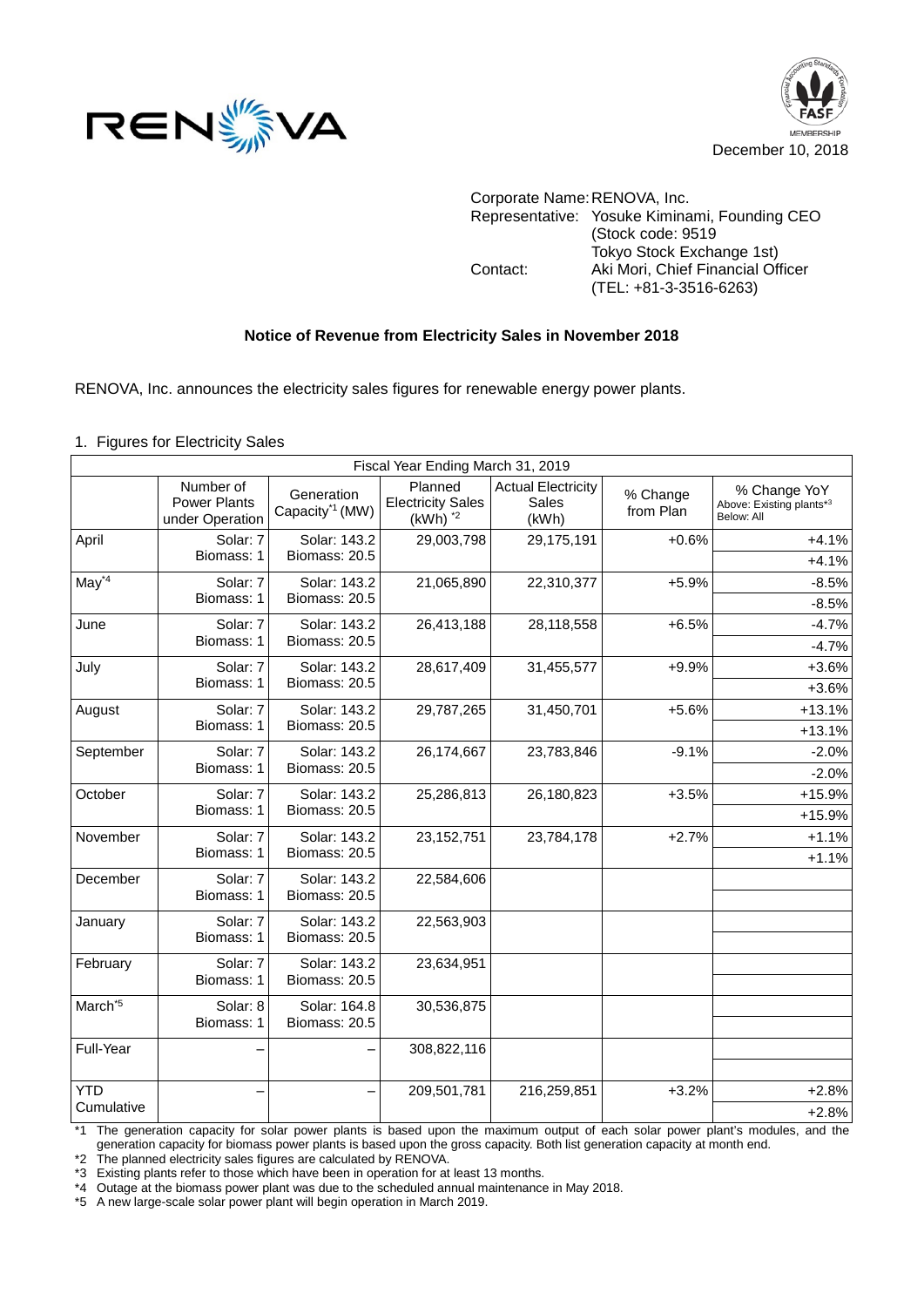December 10, 2018

Corporate Name: RENOVA, Inc.
Representative: Yosuke Kiminami, Founding CEO
(Stock code: 9519
Tokyo Stock Exchange 1st)
Contact: Aki Mori, Chief Financial Officer
(TEL: +81-3-3516-6263)

## Notice of Revenue from Electricity Sales in November 2018

RENOVA, Inc. announces the electricity sales figures for renewable energy power plants.

1. Figures for Electricity Sales

| Fiscal Year Ending March 31, 2019 | | | | | | |
|---|---|---|---|---|---|---|
| | Number of Power Plants under Operation | Generation Capacity[*1] (MW) | Planned Electricity Sales (kWh) [*2] | Actual Electricity Sales (kWh) | % Change from Plan | % Change YoY Above: Existing plants[*3] Below: All |
| April | Solar: 7 Biomass: 1 | Solar: 143.2 Biomass: 20.5 | 29,003,798 | 29,175,191 | +0.6% | +4.1% |
| | | | | | | +4.1% |
| May[*4] | Solar: 7 Biomass: 1 | Solar: 143.2 Biomass: 20.5 | 21,065,890 | 22,310,377 | +5.9% | -8.5% |
| | | | | | | -8.5% |
| June | Solar: 7 Biomass: 1 | Solar: 143.2 Biomass: 20.5 | 26,413,188 | 28,118,558 | +6.5% | -4.7% |
| | | | | | | -4.7% |
| July | Solar: 7 Biomass: 1 | Solar: 143.2 Biomass: 20.5 | 28,617,409 | 31,455,577 | +9.9% | +3.6% |
| | | | | | | +3.6% |
| August | Solar: 7 Biomass: 1 | Solar: 143.2 Biomass: 20.5 | 29,787,265 | 31,450,701 | +5.6% | +13.1% |
| | | | | | | +13.1% |
| September | Solar: 7 Biomass: 1 | Solar: 143.2 Biomass: 20.5 | 26,174,667 | 23,783,846 | -9.1% | -2.0% |
| | | | | | | -2.0% |
| October | Solar: 7 Biomass: 1 | Solar: 143.2 Biomass: 20.5 | 25,286,813 | 26,180,823 | +3.5% | +15.9% |
| | | | | | | +15.9% |
| November | Solar: 7 Biomass: 1 | Solar: 143.2 Biomass: 20.5 | 23,152,751 | 23,784,178 | +2.7% | +1.1% |
| | | | | | | +1.1% |
| December | Solar: 7 Biomass: 1 | Solar: 143.2 Biomass: 20.5 | 22,584,606 | | | |
| | | | | | | |
| January | Solar: 7 Biomass: 1 | Solar: 143.2 Biomass: 20.5 | 22,563,903 | | | |
| | | | | | | |
| February | Solar: 7 Biomass: 1 | Solar: 143.2 Biomass: 20.5 | 23,634,951 | | | |
| | | | | | | |
| March[*5] | Solar: 8 Biomass: 1 | Solar: 164.8 Biomass: 20.5 | 30,536,875 | | | |
| | | | | | | |
| Full-Year | – | – | 308,822,116 | | | |
| | | | | | | |
| YTD Cumulative | – | – | 209,501,781 | 216,259,851 | +3.2% | +2.8% |
| | | | | | | +2.8% |

*1 The generation capacity for solar power plants is based upon the maximum output of each solar power plant's modules, and the generation capacity for biomass power plants is based upon the gross capacity. Both list generation capacity at month end.
*2 The planned electricity sales figures are calculated by RENOVA.
*3 Existing plants refer to those which have been in operation for at least 13 months.
*4 Outage at the biomass power plant was due to the scheduled annual maintenance in May 2018.
*5 A new large-scale solar power plant will begin operation in March 2019.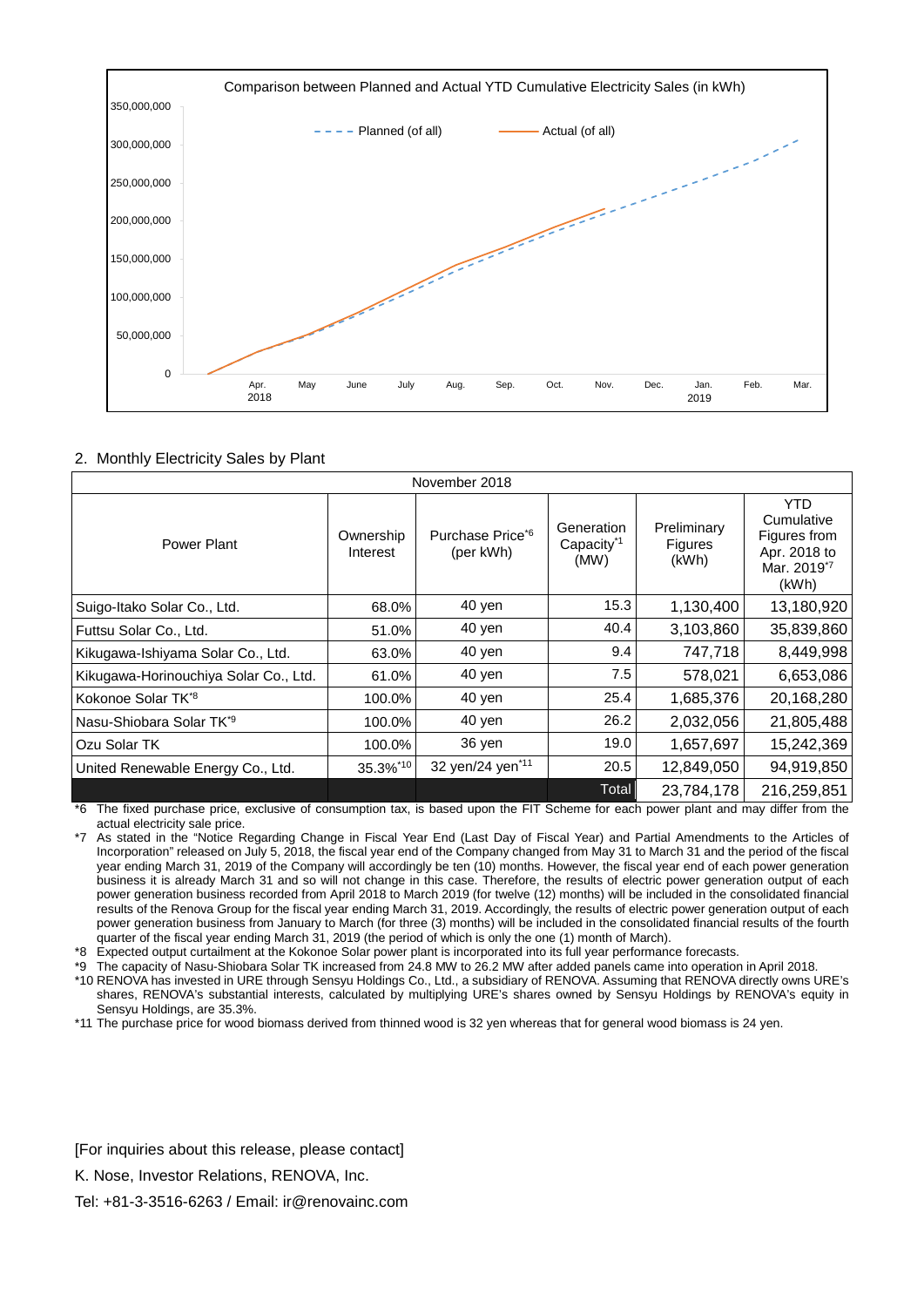Comparison between Planned and Actual YTD Cumulative Electricity Sales (in kWh)

350,000,000
300,000,000
250,000,000
200,000,000
150,000,000
100,000,000
50,000,000
0

Planned (of all)
Actual (of all)

Apr. 2018
May
June
July
Aug.
Sep.
Oct.
Nov.
Dec.
Jan. 2019
Feb.
Mar.

2. Monthly Electricity Sales by Plant

| November 2018 | | | | | |
|---|---|---|---|---|---|
| Power Plant | Ownership Interest | Purchase Price*6 (per kWh) | Generation Capacity*1 (MW) | Preliminary Figures (kWh) | YTD Cumulative Figures from Apr. 2018 to Mar. 2019*7 (kWh) |
| Suigo-Itako Solar Co., Ltd. | 68.0% | 40 yen | 15.3 | 1,130,400 | 13,180,920 |
| Futtsu Solar Co., Ltd. | 51.0% | 40 yen | 40.4 | 3,103,860 | 35,839,860 |
| Kikugawa-Ishiyama Solar Co., Ltd. | 63.0% | 40 yen | 9.4 | 747,718 | 8,449,998 |
| Kikugawa-Horinouchiya Solar Co., Ltd. | 61.0% | 40 yen | 7.5 | 578,021 | 6,653,086 |
| Kokonoe Solar TK*8 | 100.0% | 40 yen | 25.4 | 1,685,376 | 20,168,280 |
| Nasu-Shiobara Solar TK*9 | 100.0% | 40 yen | 26.2 | 2,032,056 | 21,805,488 |
| Ozu Solar TK | 100.0% | 36 yen | 19.0 | 1,657,697 | 15,242,369 |
| United Renewable Energy Co., Ltd. | 35.3%*10 | 32 yen/24 yen*11 | 20.5 | 12,849,050 | 94,919,850 |
| | | | Total | 23,784,178 | 216,259,851 |

*6 The fixed purchase price, exclusive of consumption tax, is based upon the FIT Scheme for each power plant and may differ from the actual electricity sale price.

*7 As stated in the "Notice Regarding Change in Fiscal Year End (Last Day of Fiscal Year) and Partial Amendments to the Articles of Incorporation" released on July 5, 2018, the fiscal year end of the Company changed from May 31 to March 31 and the period of the fiscal year ending March 31, 2019 of the Company will accordingly be ten (10) months. However, the fiscal year end of each power generation business it is already March 31 and so will not change in this case. Therefore, the results of electric power generation output of each power generation business recorded from April 2018 to March 2019 (for twelve (12) months) will be included in the consolidated financial results of the Renova Group for the fiscal year ending March 31, 2019. Accordingly, the results of electric power generation output of each power generation business from January to March (for three (3) months) will be included in the consolidated financial results of the fourth quarter of the fiscal year ending March 31, 2019 (the period of which is only the one (1) month of March).

*8 Expected output curtailment at the Kokonoe Solar power plant is incorporated into its full year performance forecasts.

*9 The capacity of Nasu-Shiobara Solar TK increased from 24.8 MW to 26.2 MW after added panels came into operation in April 2018.

*10 RENOVA has invested in URE through Sensyu Holdings Co., Ltd., a subsidiary of RENOVA. Assuming that RENOVA directly owns URE's shares, RENOVA's substantial interests, calculated by multiplying URE's shares owned by Sensyu Holdings by RENOVA's equity in Sensyu Holdings, are 35.3%.

*11 The purchase price for wood biomass derived from thinned wood is 32 yen whereas that for general wood biomass is 24 yen.

[For inquiries about this release, please contact]

K. Nose, Investor Relations, RENOVA, Inc.

Tel: +81-3-3516-6263 / Email: ir@renovainc.com